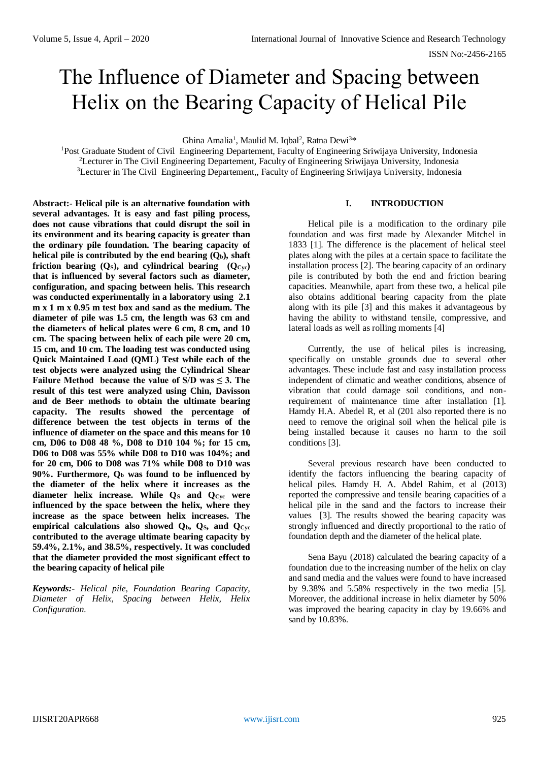# The Influence of Diameter and Spacing between Helix on the Bearing Capacity of Helical Pile

Ghina Amalia[1], Maulid M. Iqbal[2], Ratna Dewi[3]*

[1]Post Graduate Student of Civil Engineering Departement, Faculty of Engineering Sriwijaya University, Indonesia
[2]Lecturer in The Civil Engineering Departement, Faculty of Engineering Sriwijaya University, Indonesia
[3]Lecturer in The Civil Engineering Departement,, Faculty of Engineering Sriwijaya University, Indonesia

**Abstract:- Helical pile is an alternative foundation with several advantages. It is easy and fast piling process, does not cause vibrations that could disrupt the soil in its environment and its bearing capacity is greater than the ordinary pile foundation. The bearing capacity of helical pile is contributed by the end bearing ($Q_b$), shaft friction bearing ($Q_S$), and cylindrical bearing ($Q_{Cyc}$) that is influenced by several factors such as diameter, configuration, and spacing between helis. This research was conducted experimentally in a laboratory using 2.1 m x 1 m x 0.95 m test box and sand as the medium. The diameter of pile was 1.5 cm, the length was 63 cm and the diameters of helical plates were 6 cm, 8 cm, and 10 cm. The spacing between helix of each pile were 20 cm, 15 cm, and 10 cm. The loading test was conducted using Quick Maintained Load (QML) Test while each of the test objects were analyzed using the Cylindrical Shear Failure Method because the value of S/D was ≤ 3. The result of this test were analyzed using Chin, Davisson and de Beer methods to obtain the ultimate bearing capacity. The results showed the percentage of difference between the test objects in terms of the influence of diameter on the space and this means for 10 cm, D06 to D08 48 %, D08 to D10 104 %; for 15 cm, D06 to D08 was 55% while D08 to D10 was 104%; and for 20 cm, D06 to D08 was 71% while D08 to D10 was 90%. Furthermore, $Q_b$ was found to be influenced by the diameter of the helix where it increases as the diameter helix increase. While $Q_S$ and $Q_{Cyc}$ were influenced by the space between the helix, where they increase as the space between helix increases. The empirical calculations also showed $Q_b$, $Q_S$, and $Q_{Cyc}$ contributed to the average ultimate bearing capacity by 59.4%, 2.1%, and 38.5%, respectively. It was concluded that the diameter provided the most significant effect to the bearing capacity of helical pile**

***Keywords:-*** *Helical pile, Foundation Bearing Capacity, Diameter of Helix, Spacing between Helix, Helix Configuration.*

## I. INTRODUCTION

Helical pile is a modification to the ordinary pile foundation and was first made by Alexander Mitchel in 1833 [1]. The difference is the placement of helical steel plates along with the piles at a certain space to facilitate the installation process [2]. The bearing capacity of an ordinary pile is contributed by both the end and friction bearing capacities. Meanwhile, apart from these two, a helical pile also obtains additional bearing capacity from the plate along with its pile [3] and this makes it advantageous by having the ability to withstand tensile, compressive, and lateral loads as well as rolling moments [4]

Currently, the use of helical piles is increasing, specifically on unstable grounds due to several other advantages. These include fast and easy installation process independent of climatic and weather conditions, absence of vibration that could damage soil conditions, and non-requirement of maintenance time after installation [1]. Hamdy H.A. Abedel R, et al (201 also reported there is no need to remove the original soil when the helical pile is being installed because it causes no harm to the soil conditions [3].

Several previous research have been conducted to identify the factors influencing the bearing capacity of helical piles. Hamdy H. A. Abdel Rahim, et al (2013) reported the compressive and tensile bearing capacities of a helical pile in the sand and the factors to increase their values [3]. The results showed the bearing capacity was strongly influenced and directly proportional to the ratio of foundation depth and the diameter of the helical plate.

Sena Bayu (2018) calculated the bearing capacity of a foundation due to the increasing number of the helix on clay and sand media and the values were found to have increased by 9.38% and 5.58% respectively in the two media [5]. Moreover, the additional increase in helix diameter by 50% was improved the bearing capacity in clay by 19.66% and sand by 10.83%.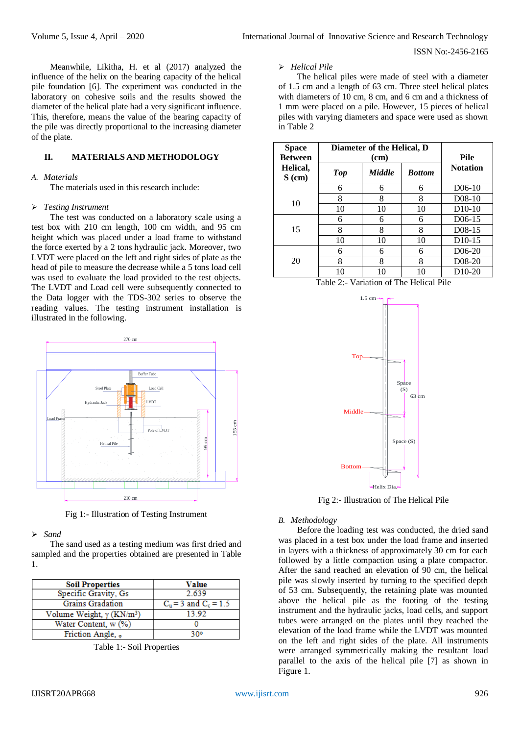Meanwhile, Likitha, H. et al (2017) analyzed the influence of the helix on the bearing capacity of the helical pile foundation [6]. The experiment was conducted in the laboratory on cohesive soils and the results showed the diameter of the helical plate had a very significant influence. This, therefore, means the value of the bearing capacity of the pile was directly proportional to the increasing diameter of the plate.

## II. MATERIALS AND METHODOLOGY

### *A. Materials*

The materials used in this research include:

➢ *Testing Instrument*

The test was conducted on a laboratory scale using a test box with 210 cm length, 100 cm width, and 95 cm height which was placed under a load frame to withstand the force exerted by a 2 tons hydraulic jack. Moreover, two LVDT were placed on the left and right sides of plate as the head of pile to measure the decrease while a 5 tons load cell was used to evaluate the load provided to the test objects. The LVDT and Load cell were subsequently connected to the Data logger with the TDS-302 series to observe the reading values. The testing instrument installation is illustrated in the following.

Fig 1:- Illustration of Testing Instrument

➢ *Sand*

The sand used as a testing medium was first dried and sampled and the properties obtained are presented in Table 1.

| Soil Properties | Value |
|---|---|
| Specific Gravity, Gs | 2.639 |
| Grains Gradation | $C_u = 3$ and $C_c = 1.5$ |
| Volume Weight, $\gamma$ (KN/m³) | 13.92 |
| Water Content, w (%) | 0 |
| Friction Angle, $\varphi$ | 30° |

Table 1:- Soil Properties

➢ *Helical Pile*

The helical piles were made of steel with a diameter of 1.5 cm and a length of 63 cm. Three steel helical plates with diameters of 10 cm, 8 cm, and 6 cm and a thickness of 1 mm were placed on a pile. However, 15 pieces of helical piles with varying diameters and space were used as shown in Table 2

| Space Between Helical, S (cm) | Diameter of the Helical, D (cm) | | | Pile Notation |
|---|---|---|---|---|
| | *Top* | *Middle* | *Bottom* | |
| 10 | 6 | 6 | 6 | D06-10 |
| | 8 | 8 | 8 | D08-10 |
| | 10 | 10 | 10 | D10-10 |
| 15 | 6 | 6 | 6 | D06-15 |
| | 8 | 8 | 8 | D08-15 |
| | 10 | 10 | 10 | D10-15 |
| 20 | 6 | 6 | 6 | D06-20 |
| | 8 | 8 | 8 | D08-20 |
| | 10 | 10 | 10 | D10-20 |

Table 2:- Variation of The Helical Pile

Fig 2:- Illustration of The Helical Pile

### *B. Methodology*

Before the loading test was conducted, the dried sand was placed in a test box under the load frame and inserted in layers with a thickness of approximately 30 cm for each followed by a little compaction using a plate compactor. After the sand reached an elevation of 90 cm, the helical pile was slowly inserted by turning to the specified depth of 53 cm. Subsequently, the retaining plate was mounted above the helical pile as the footing of the testing instrument and the hydraulic jacks, load cells, and support tubes were arranged on the plates until they reached the elevation of the load frame while the LVDT was mounted on the left and right sides of the plate. All instruments were arranged symmetrically making the resultant load parallel to the axis of the helical pile [7] as shown in Figure 1.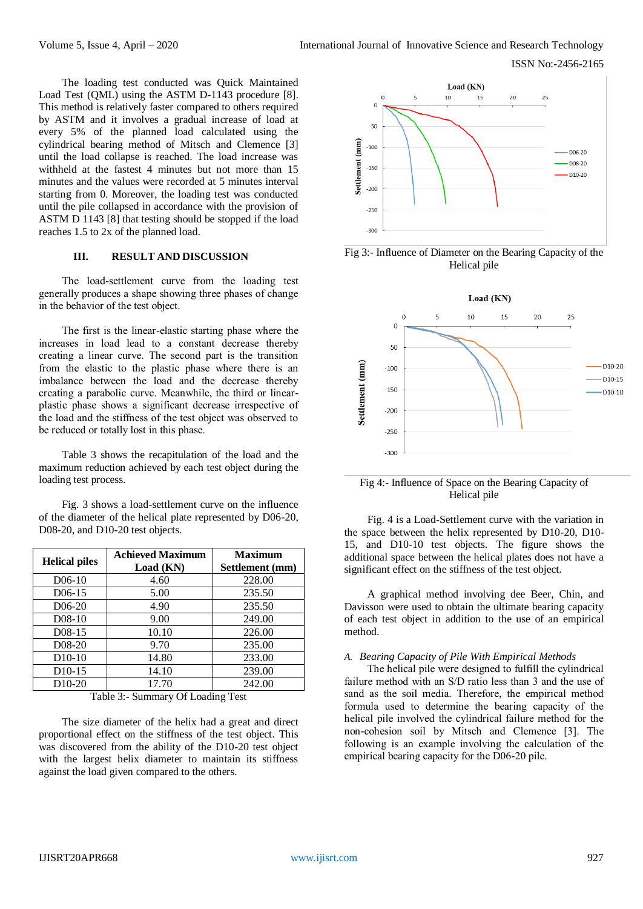The loading test conducted was Quick Maintained Load Test (QML) using the ASTM D-1143 procedure [8]. This method is relatively faster compared to others required by ASTM and it involves a gradual increase of load at every 5% of the planned load calculated using the cylindrical bearing method of Mitsch and Clemence [3] until the load collapse is reached. The load increase was withheld at the fastest 4 minutes but not more than 15 minutes and the values were recorded at 5 minutes interval starting from 0. Moreover, the loading test was conducted until the pile collapsed in accordance with the provision of ASTM D 1143 [8] that testing should be stopped if the load reaches 1.5 to 2x of the planned load.

## III. RESULT AND DISCUSSION

The load-settlement curve from the loading test generally produces a shape showing three phases of change in the behavior of the test object.

The first is the linear-elastic starting phase where the increases in load lead to a constant decrease thereby creating a linear curve. The second part is the transition from the elastic to the plastic phase where there is an imbalance between the load and the decrease thereby creating a parabolic curve. Meanwhile, the third or linear-plastic phase shows a significant decrease irrespective of the load and the stiffness of the test object was observed to be reduced or totally lost in this phase.

Table 3 shows the recapitulation of the load and the maximum reduction achieved by each test object during the loading test process.

Fig. 3 shows a load-settlement curve on the influence of the diameter of the helical plate represented by D06-20, D08-20, and D10-20 test objects.

| Helical piles | Achieved Maximum Load (KN) | Maximum Settlement (mm) |
|---|---|---|
| D06-10 | 4.60 | 228.00 |
| D06-15 | 5.00 | 235.50 |
| D06-20 | 4.90 | 235.50 |
| D08-10 | 9.00 | 249.00 |
| D08-15 | 10.10 | 226.00 |
| D08-20 | 9.70 | 235.00 |
| D10-10 | 14.80 | 233.00 |
| D10-15 | 14.10 | 239.00 |
| D10-20 | 17.70 | 242.00 |

Table 3:- Summary Of Loading Test

The size diameter of the helix had a great and direct proportional effect on the stiffness of the test object. This was discovered from the ability of the D10-20 test object with the largest helix diameter to maintain its stiffness against the load given compared to the others.

Fig 3:- Influence of Diameter on the Bearing Capacity of the Helical pile

Fig 4:- Influence of Space on the Bearing Capacity of Helical pile

Fig. 4 is a Load-Settlement curve with the variation in the space between the helix represented by D10-20, D10-15, and D10-10 test objects. The figure shows the additional space between the helical plates does not have a significant effect on the stiffness of the test object.

A graphical method involving dee Beer, Chin, and Davisson were used to obtain the ultimate bearing capacity of each test object in addition to the use of an empirical method.

### *A. Bearing Capacity of Pile With Empirical Methods*

The helical pile were designed to fulfill the cylindrical failure method with an S/D ratio less than 3 and the use of sand as the soil media. Therefore, the empirical method formula used to determine the bearing capacity of the helical pile involved the cylindrical failure method for the non-cohesion soil by Mitsch and Clemence [3]. The following is an example involving the calculation of the empirical bearing capacity for the D06-20 pile.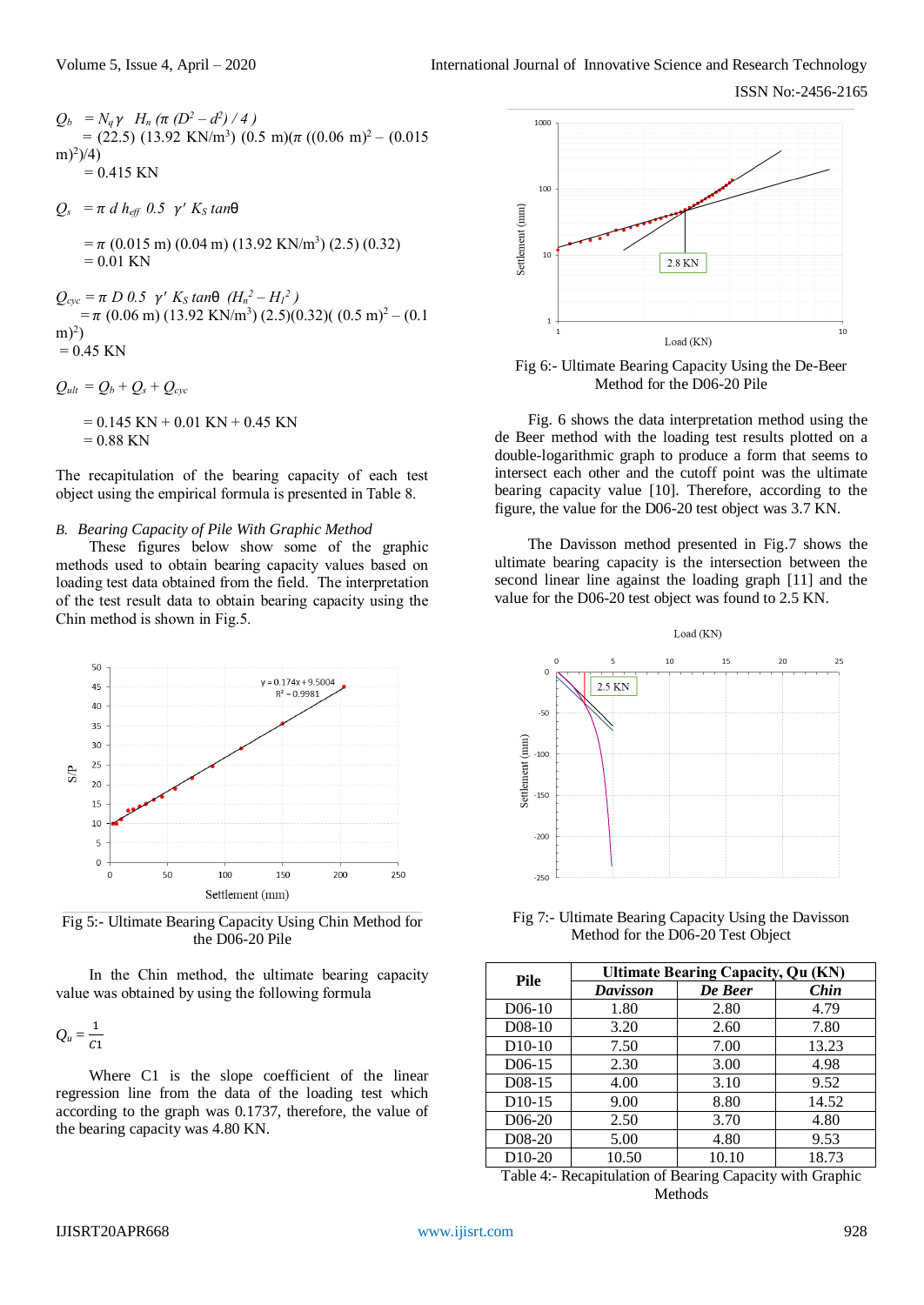$Q_b = N_q \gamma \ \ H_n \ (\pi \ (D^2 - d^2) / 4)$

$= (22.5)\ (13.92\ \text{KN/m}^3)\ (0.5\ \text{m})(\pi\ ((0.06\ \text{m})^2 - (0.015\ \text{m})^2)/4)$

$= 0.415$ KN

$Q_s = \pi \ d \ h_{eff} \ 0.5 \ \ \gamma' \ K_S \tan\theta$

$= \pi\ (0.015\ \text{m})\ (0.04\ \text{m})\ (13.92\ \text{KN/m}^3)\ (2.5)\ (0.32)$

$= 0.01$ KN

$Q_{cyc} = \pi \ D \ 0.5 \ \ \gamma' \ K_S \tan\theta \ \ (H_n^2 - H_l^2)$

$= \pi\ (0.06\ \text{m})\ (13.92\ \text{KN/m}^3)\ (2.5)(0.32)(\ (0.5\ \text{m})^2 - (0.1\ \text{m})^2)$

$= 0.45$ KN

$Q_{ult} = Q_b + Q_s + Q_{cyc}$

$= 0.145$ KN + 0.01 KN + 0.45 KN

$= 0.88$ KN

The recapitulation of the bearing capacity of each test object using the empirical formula is presented in Table 8.

*B. Bearing Capacity of Pile With Graphic Method*

These figures below show some of the graphic methods used to obtain bearing capacity values based on loading test data obtained from the field. The interpretation of the test result data to obtain bearing capacity using the Chin method is shown in Fig.5.

Fig 5:- Ultimate Bearing Capacity Using Chin Method for the D06-20 Pile

In the Chin method, the ultimate bearing capacity value was obtained by using the following formula

$$Q_u = \frac{1}{C1}$$

Where C1 is the slope coefficient of the linear regression line from the data of the loading test which according to the graph was 0.1737, therefore, the value of the bearing capacity was 4.80 KN.

Fig 6:- Ultimate Bearing Capacity Using the De-Beer Method for the D06-20 Pile

Fig. 6 shows the data interpretation method using the de Beer method with the loading test results plotted on a double-logarithmic graph to produce a form that seems to intersect each other and the cutoff point was the ultimate bearing capacity value [10]. Therefore, according to the figure, the value for the D06-20 test object was 3.7 KN.

The Davisson method presented in Fig.7 shows the ultimate bearing capacity is the intersection of the second linear line against the loading graph [11] and the value for the D06-20 test object was found to 2.5 KN.

Fig 7:- Ultimate Bearing Capacity Using the Davisson Method for the D06-20 Test Object

| Pile | Ultimate Bearing Capacity, Qu (KN) | | |
|---|---|---|---|
| | *Davisson* | *De Beer* | *Chin* |
| D06-10 | 1.80 | 2.80 | 4.79 |
| D08-10 | 3.20 | 2.60 | 7.80 |
| D10-10 | 7.50 | 7.00 | 13.23 |
| D06-15 | 2.30 | 3.00 | 4.98 |
| D08-15 | 4.00 | 3.10 | 9.52 |
| D10-15 | 9.00 | 8.80 | 14.52 |
| D06-20 | 2.50 | 3.70 | 4.80 |
| D08-20 | 5.00 | 4.80 | 9.53 |
| D10-20 | 10.50 | 10.10 | 18.73 |

Table 4:- Recapitulation of Bearing Capacity with Graphic Methods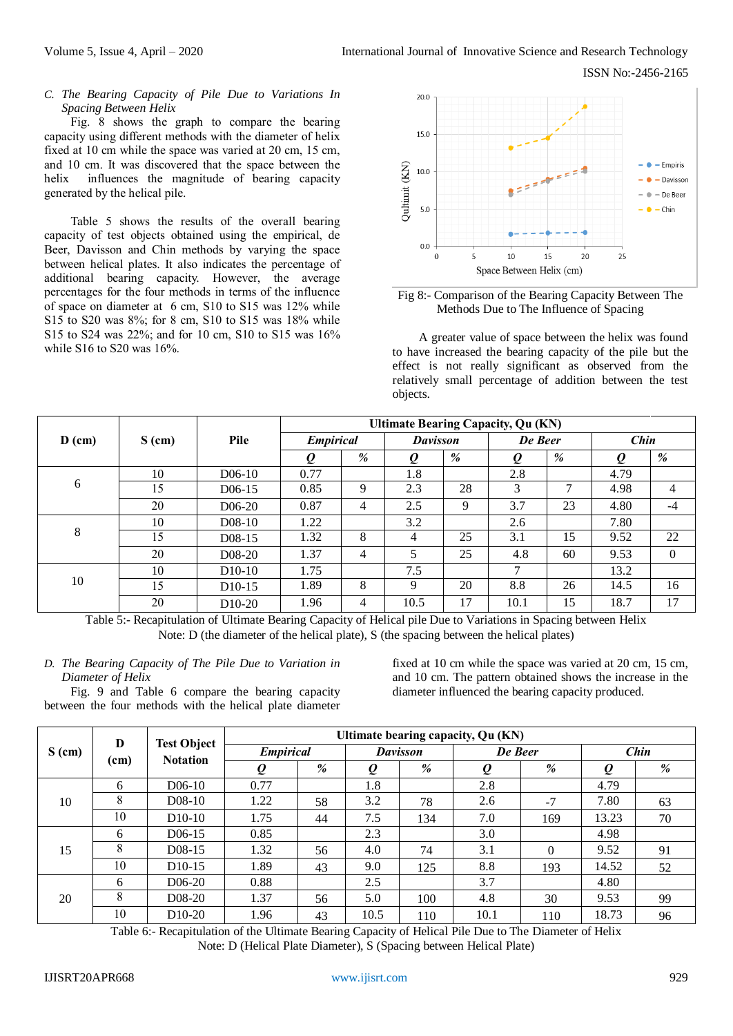### C. *The Bearing Capacity of Pile Due to Variations In Spacing Between Helix*

Fig. 8 shows the graph to compare the bearing capacity using different methods with the diameter of helix fixed at 10 cm while the space was varied at 20 cm, 15 cm, and 10 cm. It was discovered that the space between the helix influences the magnitude of bearing capacity generated by the helical pile.

Table 5 shows the results of the overall bearing capacity of test objects obtained using the empirical, de Beer, Davisson and Chin methods by varying the space between helical plates. It also indicates the percentage of additional bearing capacity. However, the average percentages for the four methods in terms of the influence of space on diameter at 6 cm, S10 to S15 was 12% while S15 to S20 was 8%; for 8 cm, S10 to S15 was 18% while S15 to S24 was 22%; and for 10 cm, S10 to S15 was 16% while S16 to S20 was 16%.

Fig 8:- Comparison of the Bearing Capacity Between The Methods Due to The Influence of Spacing

A greater value of space between the helix was found to have increased the bearing capacity of the pile but the effect is not really significant as observed from the relatively small percentage of addition between the test objects.

| D (cm) | S (cm) | Pile | Ultimate Bearing Capacity, Qu (KN) | | | | | | | |
|---|---|---|---|---|---|---|---|---|---|---|
| | | | ***Empirical*** | | ***Davisson*** | | ***De Beer*** | | ***Chin*** | |
| | | | ***Q*** | ***%*** | ***Q*** | ***%*** | ***Q*** | ***%*** | ***Q*** | ***%*** |
| 6 | 10 | D06-10 | 0.77 | | 1.8 | | 2.8 | | 4.79 | |
| | 15 | D06-15 | 0.85 | 9 | 2.3 | 28 | 3 | 7 | 4.98 | 4 |
| | 20 | D06-20 | 0.87 | 4 | 2.5 | 9 | 3.7 | 23 | 4.80 | -4 |
| 8 | 10 | D08-10 | 1.22 | | 3.2 | | 2.6 | | 7.80 | |
| | 15 | D08-15 | 1.32 | 8 | 4 | 25 | 3.1 | 15 | 9.52 | 22 |
| | 20 | D08-20 | 1.37 | 4 | 5 | 25 | 4.8 | 60 | 9.53 | 0 |
| 10 | 10 | D10-10 | 1.75 | | 7.5 | | 7 | | 13.2 | |
| | 15 | D10-15 | 1.89 | 8 | 9 | 20 | 8.8 | 26 | 14.5 | 16 |
| | 20 | D10-20 | 1.96 | 4 | 10.5 | 17 | 10.1 | 15 | 18.7 | 17 |

Table 5:- Recapitulation of Ultimate Bearing Capacity of Helical pile Due to Variations in Spacing between Helix
Note: D (the diameter of the helical plate), S (the spacing between the helical plates)

### D. *The Bearing Capacity of The Pile Due to Variation in Diameter of Helix*

Fig. 9 and Table 6 compare the bearing capacity between the four methods with the helical plate diameter fixed at 10 cm while the space was varied at 20 cm, 15 cm, and 10 cm. The pattern obtained shows the increase in the diameter influenced the bearing capacity produced.

| S (cm) | D (cm) | Test Object Notation | Ultimate bearing capacity, Qu (KN) | | | | | | | |
|---|---|---|---|---|---|---|---|---|---|---|
| | | | ***Empirical*** | | ***Davisson*** | | ***De Beer*** | | ***Chin*** | |
| | | | ***Q*** | ***%*** | ***Q*** | ***%*** | ***Q*** | ***%*** | ***Q*** | ***%*** |
| 10 | 6 | D06-10 | 0.77 | | 1.8 | | 2.8 | | 4.79 | |
| | 8 | D08-10 | 1.22 | 58 | 3.2 | 78 | 2.6 | -7 | 7.80 | 63 |
| | 10 | D10-10 | 1.75 | 44 | 7.5 | 134 | 7.0 | 169 | 13.23 | 70 |
| 15 | 6 | D06-15 | 0.85 | | 2.3 | | 3.0 | | 4.98 | |
| | 8 | D08-15 | 1.32 | 56 | 4.0 | 74 | 3.1 | 0 | 9.52 | 91 |
| | 10 | D10-15 | 1.89 | 43 | 9.0 | 125 | 8.8 | 193 | 14.52 | 52 |
| 20 | 6 | D06-20 | 0.88 | | 2.5 | | 3.7 | | 4.80 | |
| | 8 | D08-20 | 1.37 | 56 | 5.0 | 100 | 4.8 | 30 | 9.53 | 99 |
| | 10 | D10-20 | 1.96 | 43 | 10.5 | 110 | 10.1 | 110 | 18.73 | 96 |

Table 6:- Recapitulation of the Ultimate Bearing Capacity of Helical Pile Due to The Diameter of Helix
Note: D (Helical Plate Diameter), S (Spacing between Helical Plate)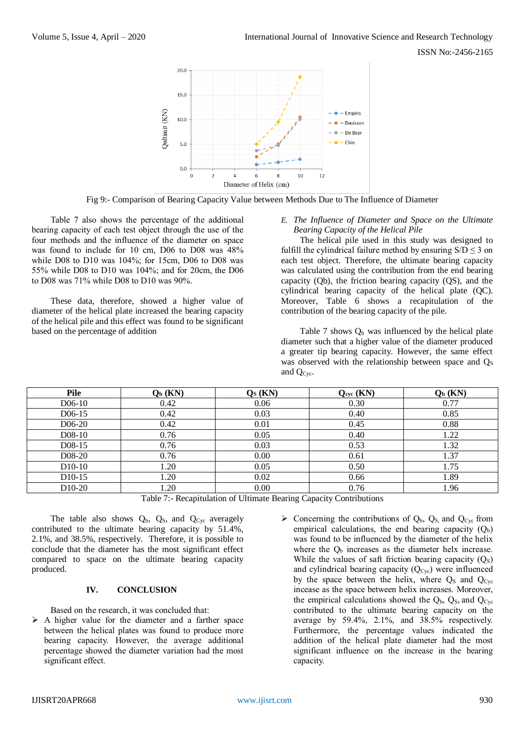Fig 9:- Comparison of Bearing Capacity Value between Methods Due to The Influence of Diameter

Table 7 also shows the percentage of the additional bearing capacity of each test object through the use of the four methods and the influence of the diameter on space was found to include for 10 cm, D06 to D08 was 48% while D08 to D10 was 104%; for 15cm, D06 to D08 was 55% while D08 to D10 was 104%; and for 20cm, the D06 to D08 was 71% while D08 to D10 was 90%.

These data, therefore, showed a higher value of diameter of the helical plate increased the bearing capacity of the helical pile and this effect was found to be significant based on the percentage of addition

*E. The Influence of Diameter and Space on the Ultimate Bearing Capacity of the Helical Pile*

The helical pile used in this study was designed to fulfill the cylindrical failure method by ensuring $S/D \leq 3$ on each test object. Therefore, the ultimate bearing capacity was calculated using the contribution from the end bearing capacity (Qb), the friction bearing capacity (QS), and the cylindrical bearing capacity of the helical plate (QC). Moreover, Table 6 shows a recapitulation of the contribution of the bearing capacity of the pile.

Table 7 shows $Q_b$ was influenced by the helical plate diameter such that a higher value of the diameter produced a greater tip bearing capacity. However, the same effect was observed with the relationship between space and $Q_S$ and $Q_{Cyc}$.

| Pile | $Q_b$ (KN) | $Q_S$ (KN) | $Q_{cyc}$ (KN) | $Q_b$ (KN) |
|---|---|---|---|---|
| D06-10 | 0.42 | 0.06 | 0.30 | 0.77 |
| D06-15 | 0.42 | 0.03 | 0.40 | 0.85 |
| D06-20 | 0.42 | 0.01 | 0.45 | 0.88 |
| D08-10 | 0.76 | 0.05 | 0.40 | 1.22 |
| D08-15 | 0.76 | 0.03 | 0.53 | 1.32 |
| D08-20 | 0.76 | 0.00 | 0.61 | 1.37 |
| D10-10 | 1.20 | 0.05 | 0.50 | 1.75 |
| D10-15 | 1.20 | 0.02 | 0.66 | 1.89 |
| D10-20 | 1.20 | 0.00 | 0.76 | 1.96 |

Table 7:- Recapitulation of Ultimate Bearing Capacity Contributions

The table also shows $Q_b$, $Q_S$, and $Q_{Cyc}$ averagely contributed to the ultimate bearing capacity by 51.4%, 2.1%, and 38.5%, respectively. Therefore, it is possible to conclude that the diameter has the most significant effect compared to space on the ultimate bearing capacity produced.

## IV. CONCLUSION

Based on the research, it was concluded that:

- A higher value for the diameter and a farther space between the helical plates was found to produce more bearing capacity. However, the average additional percentage showed the diameter variation had the most significant effect.
- Concerning the contributions of $Q_b$, $Q_S$, and $Q_{Cyc}$ from empirical calculations, the end bearing capacity ($Q_b$) was found to be influenced by the diameter of the helix where the $Q_b$ increases as the diameter helx increase. While the values of saft friction bearing capacity ($Q_S$) and cylindrical bearing capacity ($Q_{Cyc}$) were influenced by the space between the helix, where $Q_S$ and $Q_{Cyc}$ incease as the space between helix increases. Moreover, the empirical calculations showed the $Q_b$, $Q_S$, and $Q_{Cyc}$ contributed to the ultimate bearing capacity on the average by 59.4%, 2.1%, and 38.5% respectively. Furthermore, the percentage values indicated the addition of the helical plate diameter had the most significant influence on the increase in the bearing capacity.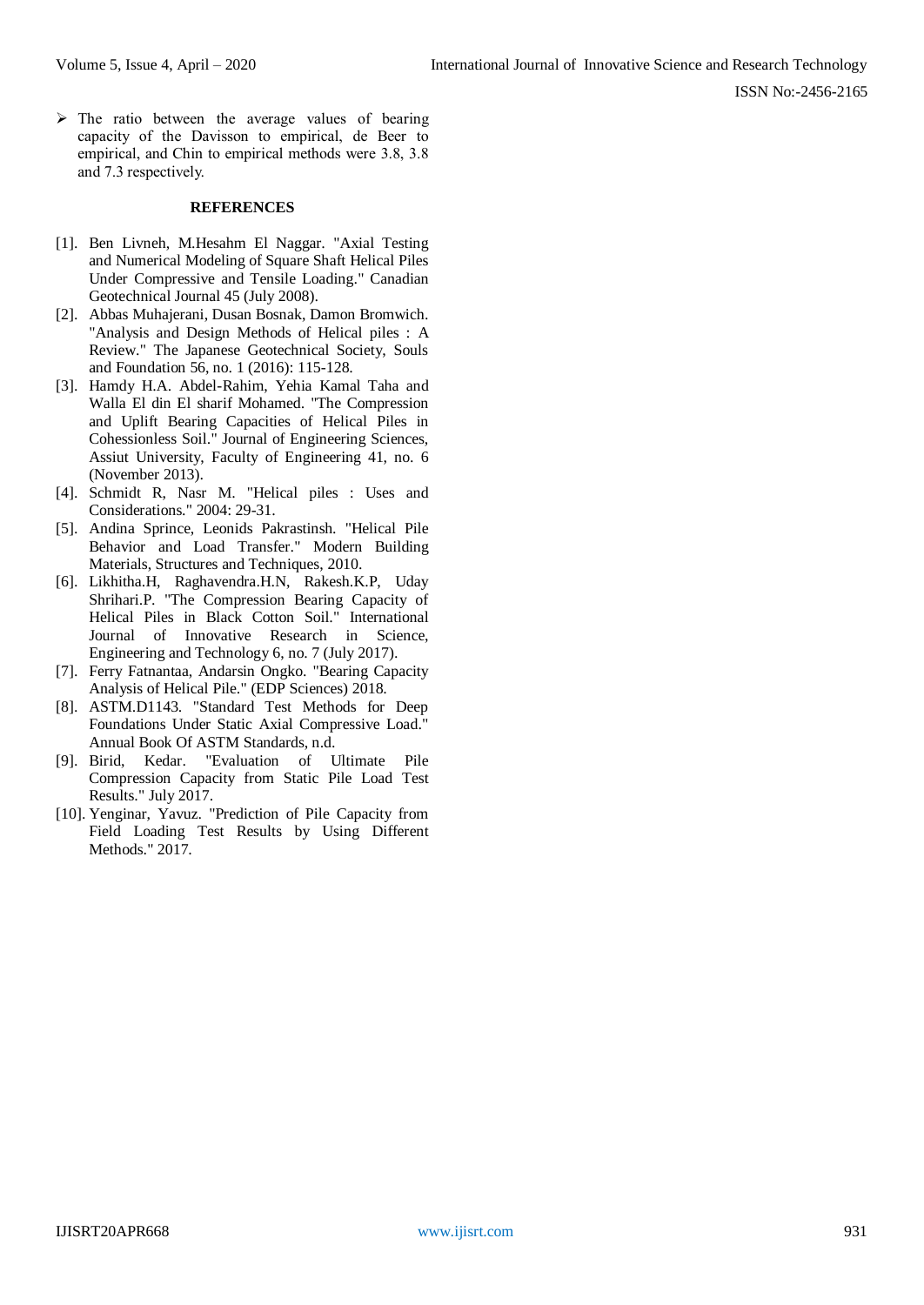- The ratio between the average values of bearing capacity of the Davisson to empirical, de Beer to empirical, and Chin to empirical methods were 3.8, 3.8 and 7.3 respectively.

## REFERENCES

[1]. Ben Livneh, M.Hesahm El Naggar. "Axial Testing and Numerical Modeling of Square Shaft Helical Piles Under Compressive and Tensile Loading." Canadian Geotechnical Journal 45 (July 2008).

[2]. Abbas Muhajerani, Dusan Bosnak, Damon Bromwich. "Analysis and Design Methods of Helical piles : A Review." The Japanese Geotechnical Society, Souls and Foundation 56, no. 1 (2016): 115-128.

[3]. Hamdy H.A. Abdel-Rahim, Yehia Kamal Taha and Walla El din El sharif Mohamed. "The Compression and Uplift Bearing Capacities of Helical Piles in Cohessionless Soil." Journal of Engineering Sciences, Assiut University, Faculty of Engineering 41, no. 6 (November 2013).

[4]. Schmidt R, Nasr M. "Helical piles : Uses and Considerations." 2004: 29-31.

[5]. Andina Sprince, Leonids Pakrastinsh. "Helical Pile Behavior and Load Transfer." Modern Building Materials, Structures and Techniques, 2010.

[6]. Likhitha.H, Raghavendra.H.N, Rakesh.K.P, Uday Shrihari.P. "The Compression Bearing Capacity of Helical Piles in Black Cotton Soil." International Journal of Innovative Research in Science, Engineering and Technology 6, no. 7 (July 2017).

[7]. Ferry Fatnantaa, Andarsin Ongko. "Bearing Capacity Analysis of Helical Pile." (EDP Sciences) 2018.

[8]. ASTM.D1143. "Standard Test Methods for Deep Foundations Under Static Axial Compressive Load." Annual Book Of ASTM Standards, n.d.

[9]. Birid, Kedar. "Evaluation of Ultimate Pile Compression Capacity from Static Pile Load Test Results." July 2017.

[10]. Yenginar, Yavuz. "Prediction of Pile Capacity from Field Loading Test Results by Using Different Methods." 2017.